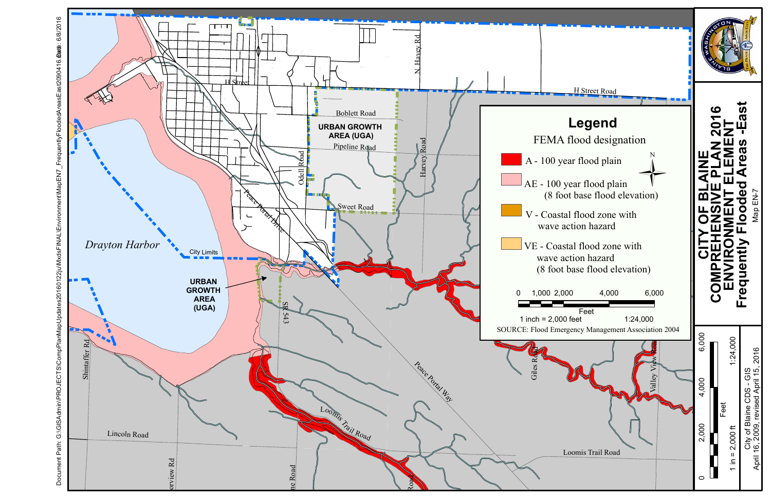# CITY OF BLAINE COMPREHENSIVE PLAN 2016 ENVIRONMENT ELEMENT

## Frequently Flooded Areas -East

Map EN-7

## Legend

**FEMA flood designation**

- A - 100 year flood plain
- AE - 100 year flood plain (8 foot base flood elevation)
- V - Coastal flood zone with wave action hazard
- VE - Coastal flood zone with wave action hazard (8 foot base flood elevation)

0 1,000 2,000 4,000 6,000 Feet

1 inch = 2,000 feet 1:24,000

SOURCE: Flood Emergency Management Association 2004

Drayton Harbor

City Limits

URBAN GROWTH AREA (UGA)

URBAN GROWTH AREA (UGA)

H Street

H Street Road

N. Havey Rd

Boblett Road

Pipeline Road

Odell Road

Harvey Road

Sweet Road

Peace Portal Drive

Peace Portal Way

SR 543

Shintaffer Rd

Lincoln Road

Loomis Trail Road

Giles Road

Valley View Road

0 2,000 4,000 6,000 Feet

1 in = 2,000 ft 1:24,000

City of Blaine CDS - GIS

April 16, 2009, revised April 15, 2016

Document Path: G:\GISAdmin\PROJECTS\CompPlanMapUpdates20160122\MxdsFINAL\Environment\MapEN7_FrequentlyFloodedAreasEast20160416.mxd Date: 6/8/2016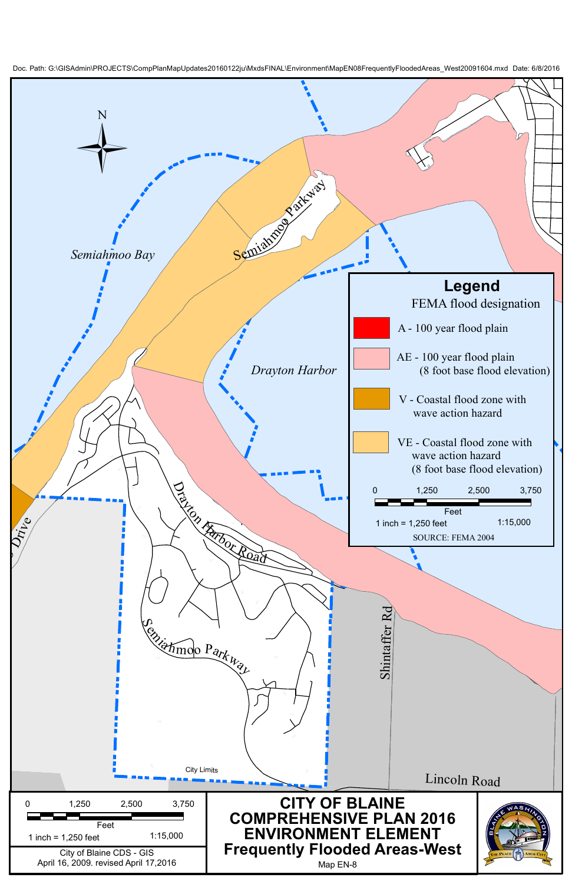Doc. Path: G:\GISAdmin\PROJECTS\CompPlanMapUpdates20160122ju\MxdsFINAL\Environment\MapEN08FrequentlyFloodedAreas_West20091604.mxd Date: 6/8/2016

N

Semiahmoo Bay

Semiahmoo Parkway

Drayton Harbor

Drayton Harbor Road

Semiahmoo Parkway

Shintaffer Rd

Lincoln Road

Drive

City Limits

## Legend

FEMA flood designation

- A - 100 year flood plain
- AE - 100 year flood plain (8 foot base flood elevation)
- V - Coastal flood zone with wave action hazard
- VE - Coastal flood zone with wave action hazard (8 foot base flood elevation)

0 1,250 2,500 3,750

Feet

1 inch = 1,250 feet 1:15,000

SOURCE: FEMA 2004

0 1,250 2,500 3,750

Feet

1 inch = 1,250 feet 1:15,000

City of Blaine CDS - GIS
April 16, 2009. revised April 17,2016

# CITY OF BLAINE COMPREHENSIVE PLAN 2016 ENVIRONMENT ELEMENT Frequently Flooded Areas-West

Map EN-8

BLAINE WASHINGTON
THE PEACE ARCH CITY